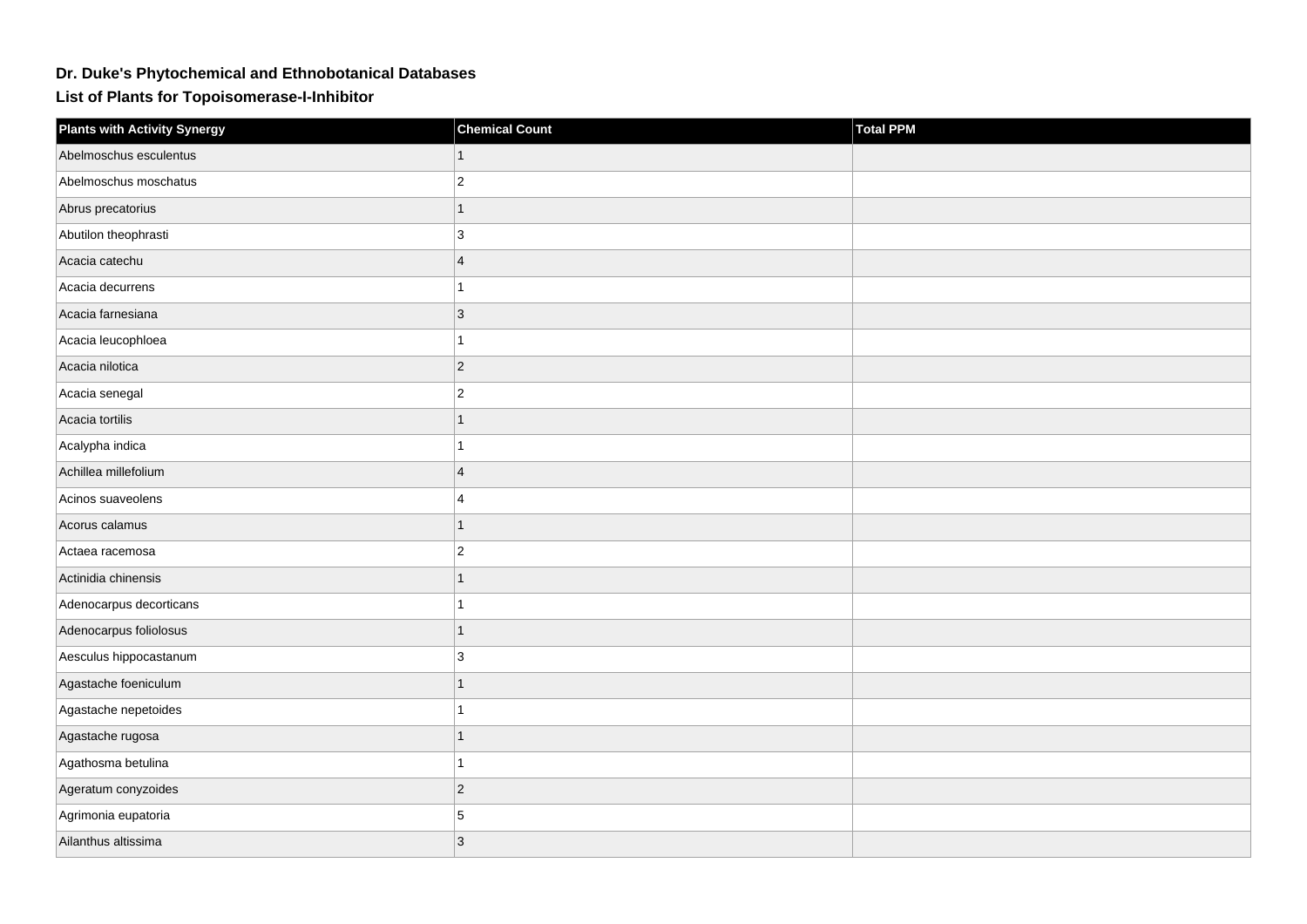# Dr. Duke's Phytochemical and Ethnobotanical Databases

## List of Plants for Topoisomerase-I-Inhibitor

| Plants with Activity Synergy | Chemical Count | Total PPM |
|---|---|---|
| Abelmoschus esculentus | 1 | |
| Abelmoschus moschatus | 2 | |
| Abrus precatorius | 1 | |
| Abutilon theophrasti | 3 | |
| Acacia catechu | 4 | |
| Acacia decurrens | 1 | |
| Acacia farnesiana | 3 | |
| Acacia leucophloea | 1 | |
| Acacia nilotica | 2 | |
| Acacia senegal | 2 | |
| Acacia tortilis | 1 | |
| Acalypha indica | 1 | |
| Achillea millefolium | 4 | |
| Acinos suaveolens | 4 | |
| Acorus calamus | 1 | |
| Actaea racemosa | 2 | |
| Actinidia chinensis | 1 | |
| Adenocarpus decorticans | 1 | |
| Adenocarpus foliolosus | 1 | |
| Aesculus hippocastanum | 3 | |
| Agastache foeniculum | 1 | |
| Agastache nepetoides | 1 | |
| Agastache rugosa | 1 | |
| Agathosma betulina | 1 | |
| Ageratum conyzoides | 2 | |
| Agrimonia eupatoria | 5 | |
| Ailanthus altissima | 3 | |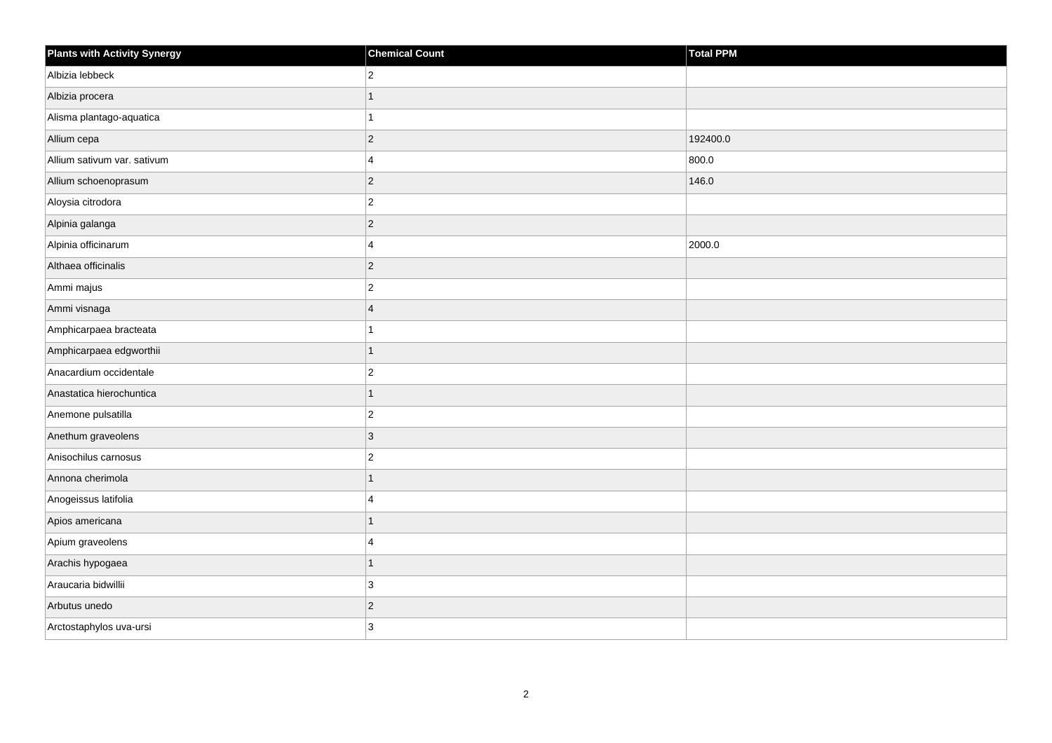| Plants with Activity Synergy | Chemical Count | Total PPM |
| --- | --- | --- |
| Albizia lebbeck | 2 | |
| Albizia procera | 1 | |
| Alisma plantago-aquatica | 1 | |
| Allium cepa | 2 | 192400.0 |
| Allium sativum var. sativum | 4 | 800.0 |
| Allium schoenoprasum | 2 | 146.0 |
| Aloysia citrodora | 2 | |
| Alpinia galanga | 2 | |
| Alpinia officinarum | 4 | 2000.0 |
| Althaea officinalis | 2 | |
| Ammi majus | 2 | |
| Ammi visnaga | 4 | |
| Amphicarpaea bracteata | 1 | |
| Amphicarpaea edgworthii | 1 | |
| Anacardium occidentale | 2 | |
| Anastatica hierochuntica | 1 | |
| Anemone pulsatilla | 2 | |
| Anethum graveolens | 3 | |
| Anisochilus carnosus | 2 | |
| Annona cherimola | 1 | |
| Anogeissus latifolia | 4 | |
| Apios americana | 1 | |
| Apium graveolens | 4 | |
| Arachis hypogaea | 1 | |
| Araucaria bidwillii | 3 | |
| Arbutus unedo | 2 | |
| Arctostaphylos uva-ursi | 3 | |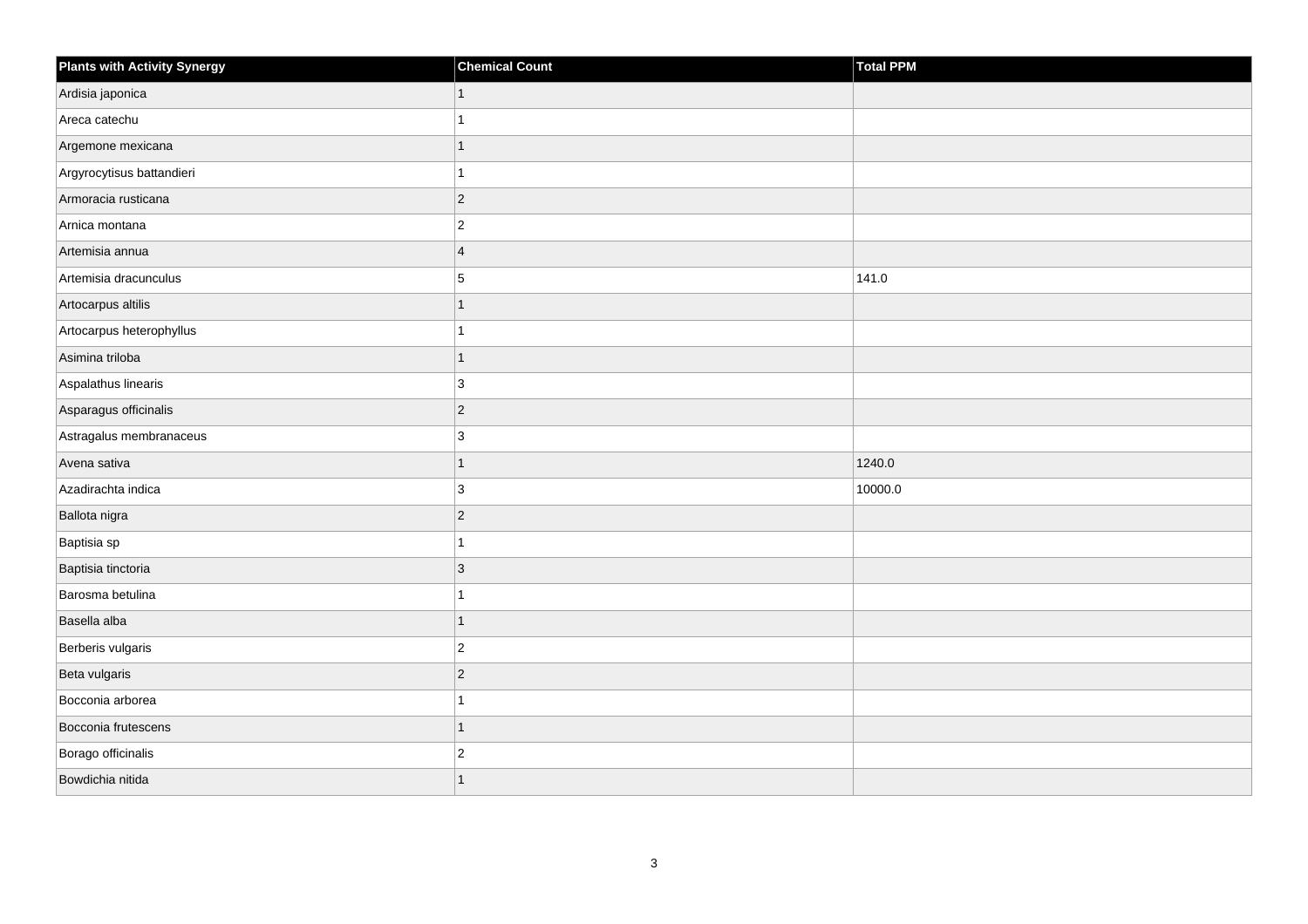| Plants with Activity Synergy | Chemical Count | Total PPM |
| --- | --- | --- |
| Ardisia japonica | 1 | |
| Areca catechu | 1 | |
| Argemone mexicana | 1 | |
| Argyrocytisus battandieri | 1 | |
| Armoracia rusticana | 2 | |
| Arnica montana | 2 | |
| Artemisia annua | 4 | |
| Artemisia dracunculus | 5 | 141.0 |
| Artocarpus altilis | 1 | |
| Artocarpus heterophyllus | 1 | |
| Asimina triloba | 1 | |
| Aspalathus linearis | 3 | |
| Asparagus officinalis | 2 | |
| Astragalus membranaceus | 3 | |
| Avena sativa | 1 | 1240.0 |
| Azadirachta indica | 3 | 10000.0 |
| Ballota nigra | 2 | |
| Baptisia sp | 1 | |
| Baptisia tinctoria | 3 | |
| Barosma betulina | 1 | |
| Basella alba | 1 | |
| Berberis vulgaris | 2 | |
| Beta vulgaris | 2 | |
| Bocconia arborea | 1 | |
| Bocconia frutescens | 1 | |
| Borago officinalis | 2 | |
| Bowdichia nitida | 1 | |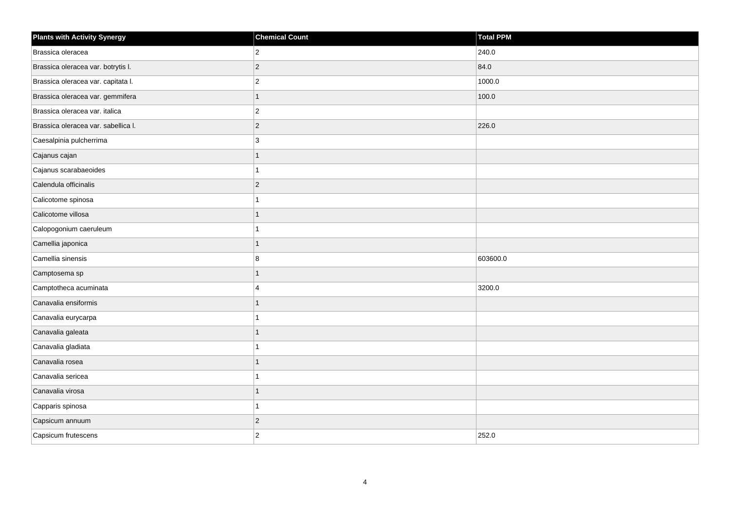| Plants with Activity Synergy | Chemical Count | Total PPM |
| --- | --- | --- |
| Brassica oleracea | 2 | 240.0 |
| Brassica oleracea var. botrytis l. | 2 | 84.0 |
| Brassica oleracea var. capitata l. | 2 | 1000.0 |
| Brassica oleracea var. gemmifera | 1 | 100.0 |
| Brassica oleracea var. italica | 2 | |
| Brassica oleracea var. sabellica l. | 2 | 226.0 |
| Caesalpinia pulcherrima | 3 | |
| Cajanus cajan | 1 | |
| Cajanus scarabaeoides | 1 | |
| Calendula officinalis | 2 | |
| Calicotome spinosa | 1 | |
| Calicotome villosa | 1 | |
| Calopogonium caeruleum | 1 | |
| Camellia japonica | 1 | |
| Camellia sinensis | 8 | 603600.0 |
| Camptosema sp | 1 | |
| Camptotheca acuminata | 4 | 3200.0 |
| Canavalia ensiformis | 1 | |
| Canavalia eurycarpa | 1 | |
| Canavalia galeata | 1 | |
| Canavalia gladiata | 1 | |
| Canavalia rosea | 1 | |
| Canavalia sericea | 1 | |
| Canavalia virosa | 1 | |
| Capparis spinosa | 1 | |
| Capsicum annuum | 2 | |
| Capsicum frutescens | 2 | 252.0 |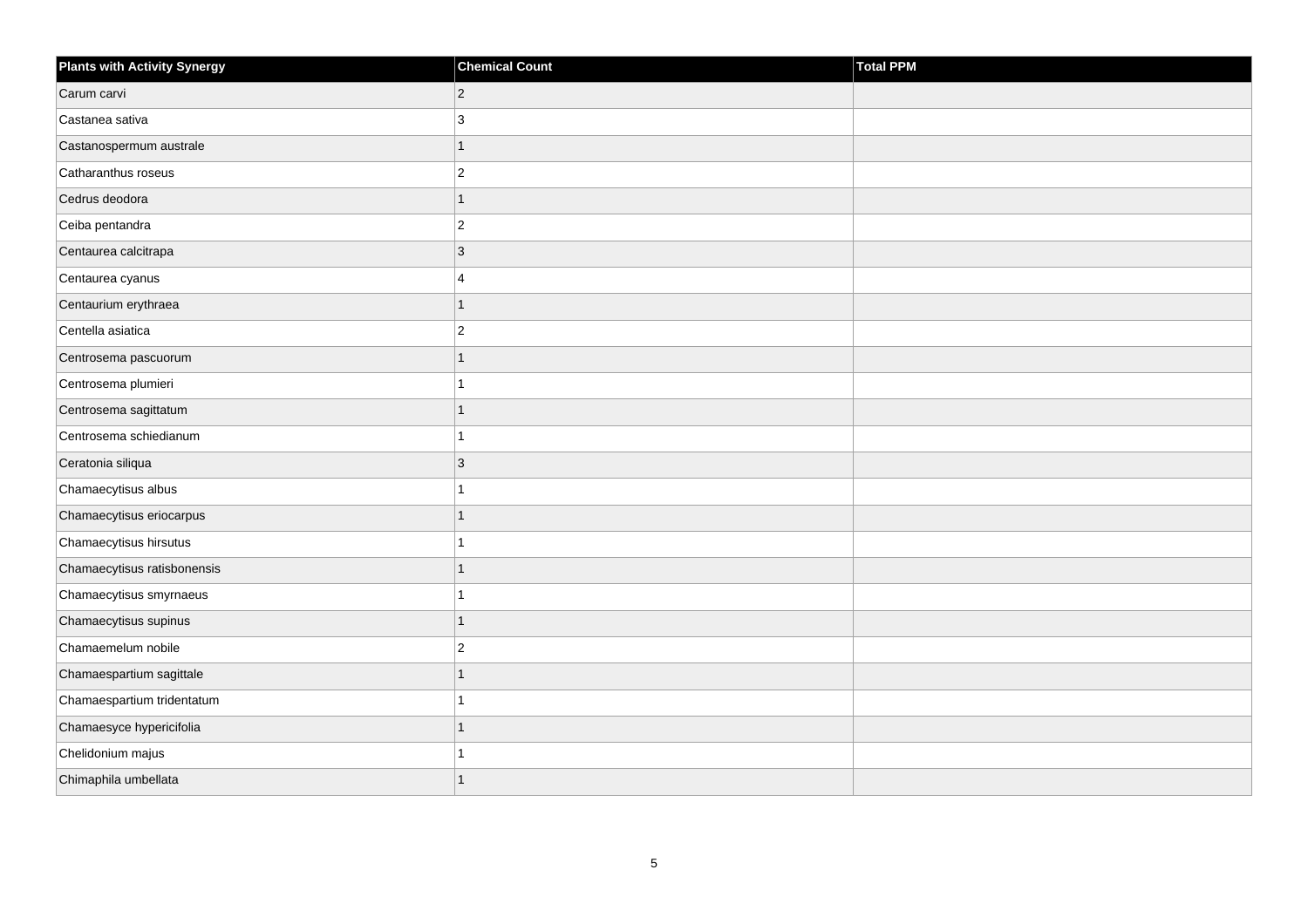| Plants with Activity Synergy | Chemical Count | Total PPM |
| --- | --- | --- |
| Carum carvi | 2 | |
| Castanea sativa | 3 | |
| Castanospermum australe | 1 | |
| Catharanthus roseus | 2 | |
| Cedrus deodora | 1 | |
| Ceiba pentandra | 2 | |
| Centaurea calcitrapa | 3 | |
| Centaurea cyanus | 4 | |
| Centaurium erythraea | 1 | |
| Centella asiatica | 2 | |
| Centrosema pascuorum | 1 | |
| Centrosema plumieri | 1 | |
| Centrosema sagittatum | 1 | |
| Centrosema schiedianum | 1 | |
| Ceratonia siliqua | 3 | |
| Chamaecytisus albus | 1 | |
| Chamaecytisus eriocarpus | 1 | |
| Chamaecytisus hirsutus | 1 | |
| Chamaecytisus ratisbonensis | 1 | |
| Chamaecytisus smyrnaeus | 1 | |
| Chamaecytisus supinus | 1 | |
| Chamaemelum nobile | 2 | |
| Chamaespartium sagittale | 1 | |
| Chamaespartium tridentatum | 1 | |
| Chamaesyce hypericifolia | 1 | |
| Chelidonium majus | 1 | |
| Chimaphila umbellata | 1 | |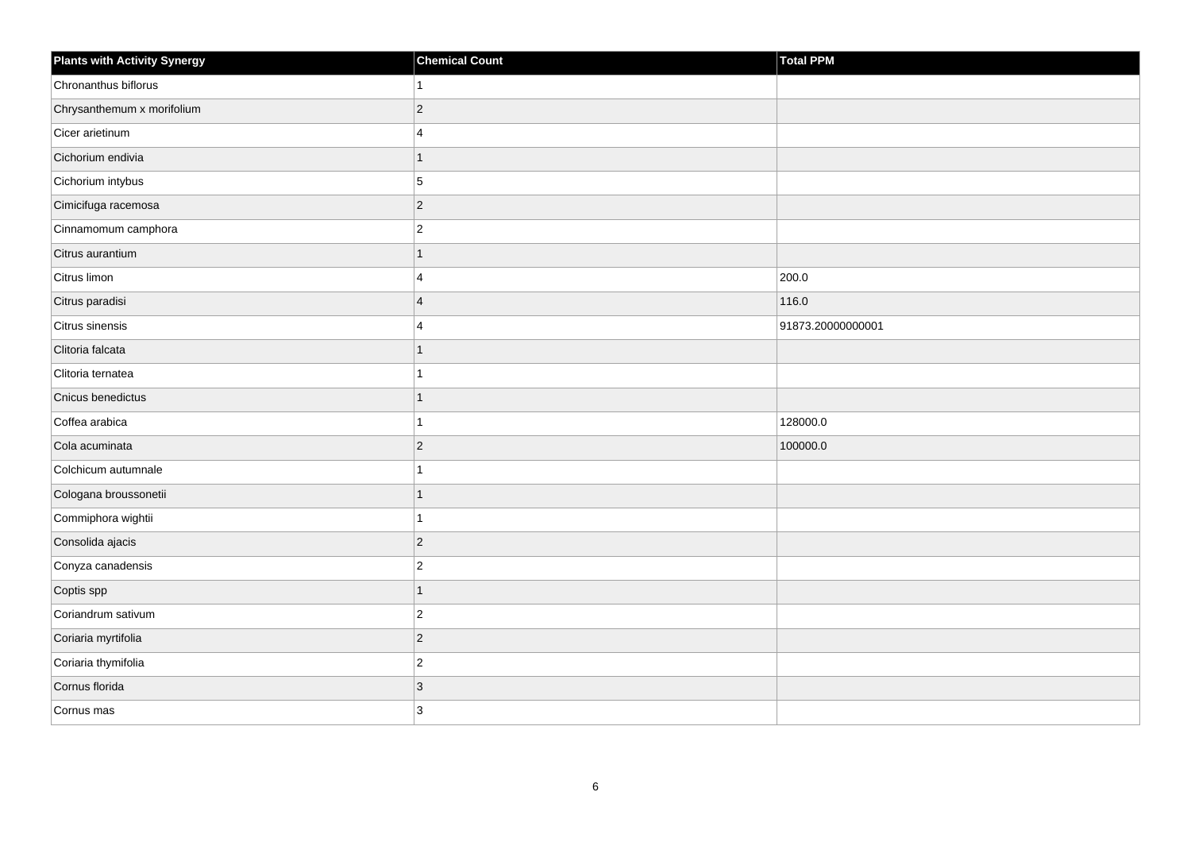| Plants with Activity Synergy | Chemical Count | Total PPM |
| --- | --- | --- |
| Chronanthus biflorus | 1 | |
| Chrysanthemum x morifolium | 2 | |
| Cicer arietinum | 4 | |
| Cichorium endivia | 1 | |
| Cichorium intybus | 5 | |
| Cimicifuga racemosa | 2 | |
| Cinnamomum camphora | 2 | |
| Citrus aurantium | 1 | |
| Citrus limon | 4 | 200.0 |
| Citrus paradisi | 4 | 116.0 |
| Citrus sinensis | 4 | 91873.20000000001 |
| Clitoria falcata | 1 | |
| Clitoria ternatea | 1 | |
| Cnicus benedictus | 1 | |
| Coffea arabica | 1 | 128000.0 |
| Cola acuminata | 2 | 100000.0 |
| Colchicum autumnale | 1 | |
| Cologana broussonetii | 1 | |
| Commiphora wightii | 1 | |
| Consolida ajacis | 2 | |
| Conyza canadensis | 2 | |
| Coptis spp | 1 | |
| Coriandrum sativum | 2 | |
| Coriaria myrtifolia | 2 | |
| Coriaria thymifolia | 2 | |
| Cornus florida | 3 | |
| Cornus mas | 3 | |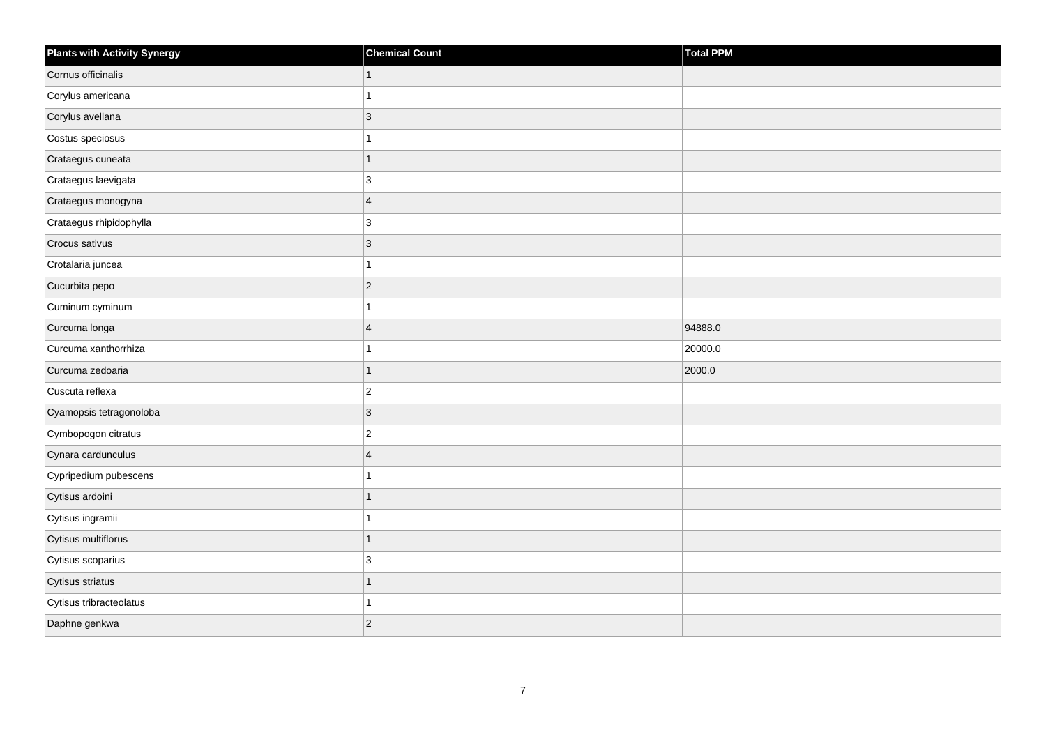| Plants with Activity Synergy | Chemical Count | Total PPM |
| --- | --- | --- |
| Cornus officinalis | 1 | |
| Corylus americana | 1 | |
| Corylus avellana | 3 | |
| Costus speciosus | 1 | |
| Crataegus cuneata | 1 | |
| Crataegus laevigata | 3 | |
| Crataegus monogyna | 4 | |
| Crataegus rhipidophylla | 3 | |
| Crocus sativus | 3 | |
| Crotalaria juncea | 1 | |
| Cucurbita pepo | 2 | |
| Cuminum cyminum | 1 | |
| Curcuma longa | 4 | 94888.0 |
| Curcuma xanthorrhiza | 1 | 20000.0 |
| Curcuma zedoaria | 1 | 2000.0 |
| Cuscuta reflexa | 2 | |
| Cyamopsis tetragonoloba | 3 | |
| Cymbopogon citratus | 2 | |
| Cynara cardunculus | 4 | |
| Cypripedium pubescens | 1 | |
| Cytisus ardoini | 1 | |
| Cytisus ingramii | 1 | |
| Cytisus multiflorus | 1 | |
| Cytisus scoparius | 3 | |
| Cytisus striatus | 1 | |
| Cytisus tribracteolatus | 1 | |
| Daphne genkwa | 2 | |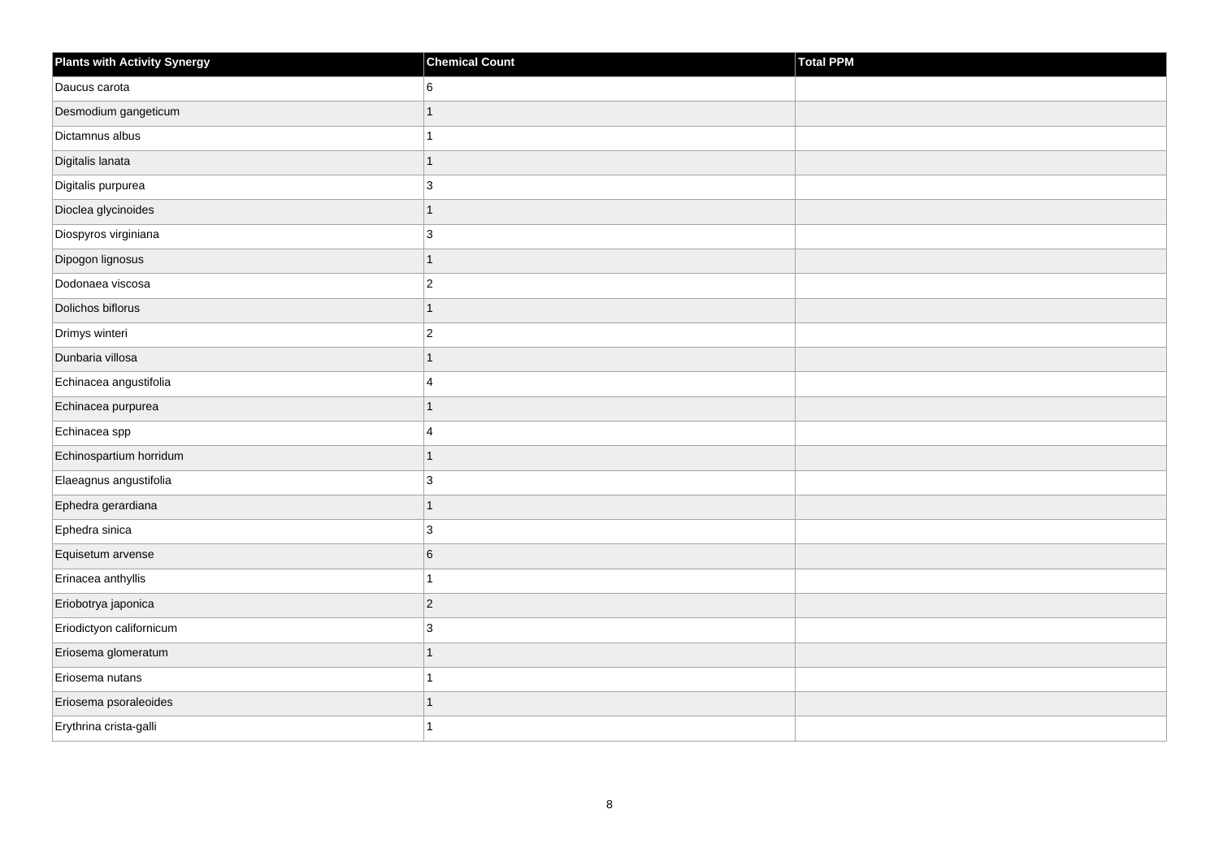| Plants with Activity Synergy | Chemical Count | Total PPM |
|---|---|---|
| Daucus carota | 6 | |
| Desmodium gangeticum | 1 | |
| Dictamnus albus | 1 | |
| Digitalis lanata | 1 | |
| Digitalis purpurea | 3 | |
| Dioclea glycinoides | 1 | |
| Diospyros virginiana | 3 | |
| Dipogon lignosus | 1 | |
| Dodonaea viscosa | 2 | |
| Dolichos biflorus | 1 | |
| Drimys winteri | 2 | |
| Dunbaria villosa | 1 | |
| Echinacea angustifolia | 4 | |
| Echinacea purpurea | 1 | |
| Echinacea spp | 4 | |
| Echinospartium horridum | 1 | |
| Elaeagnus angustifolia | 3 | |
| Ephedra gerardiana | 1 | |
| Ephedra sinica | 3 | |
| Equisetum arvense | 6 | |
| Erinacea anthyllis | 1 | |
| Eriobotrya japonica | 2 | |
| Eriodictyon californicum | 3 | |
| Eriosema glomeratum | 1 | |
| Eriosema nutans | 1 | |
| Eriosema psoraleoides | 1 | |
| Erythrina crista-galli | 1 | |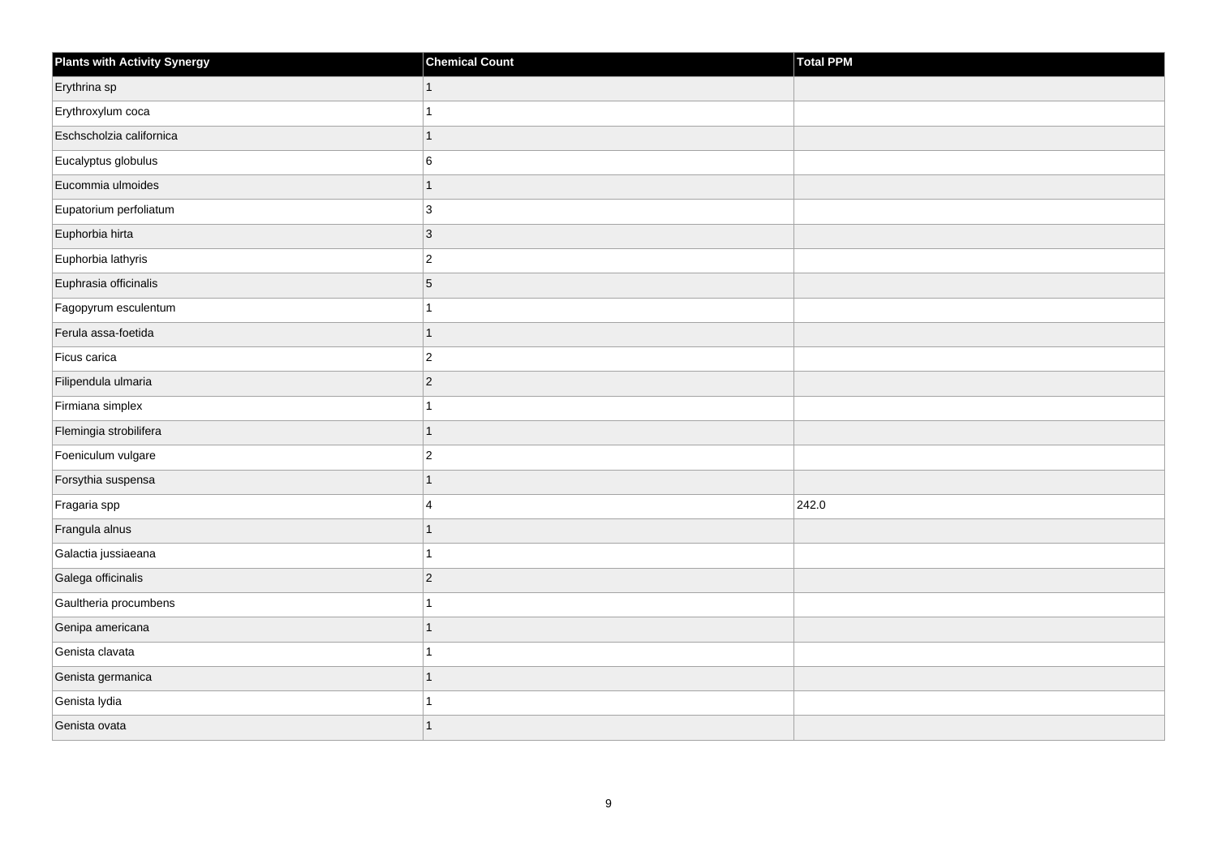| Plants with Activity Synergy | Chemical Count | Total PPM |
| --- | --- | --- |
| Erythrina sp | 1 | |
| Erythroxylum coca | 1 | |
| Eschscholzia californica | 1 | |
| Eucalyptus globulus | 6 | |
| Eucommia ulmoides | 1 | |
| Eupatorium perfoliatum | 3 | |
| Euphorbia hirta | 3 | |
| Euphorbia lathyris | 2 | |
| Euphrasia officinalis | 5 | |
| Fagopyrum esculentum | 1 | |
| Ferula assa-foetida | 1 | |
| Ficus carica | 2 | |
| Filipendula ulmaria | 2 | |
| Firmiana simplex | 1 | |
| Flemingia strobilifera | 1 | |
| Foeniculum vulgare | 2 | |
| Forsythia suspensa | 1 | |
| Fragaria spp | 4 | 242.0 |
| Frangula alnus | 1 | |
| Galactia jussiaeana | 1 | |
| Galega officinalis | 2 | |
| Gaultheria procumbens | 1 | |
| Genipa americana | 1 | |
| Genista clavata | 1 | |
| Genista germanica | 1 | |
| Genista lydia | 1 | |
| Genista ovata | 1 | |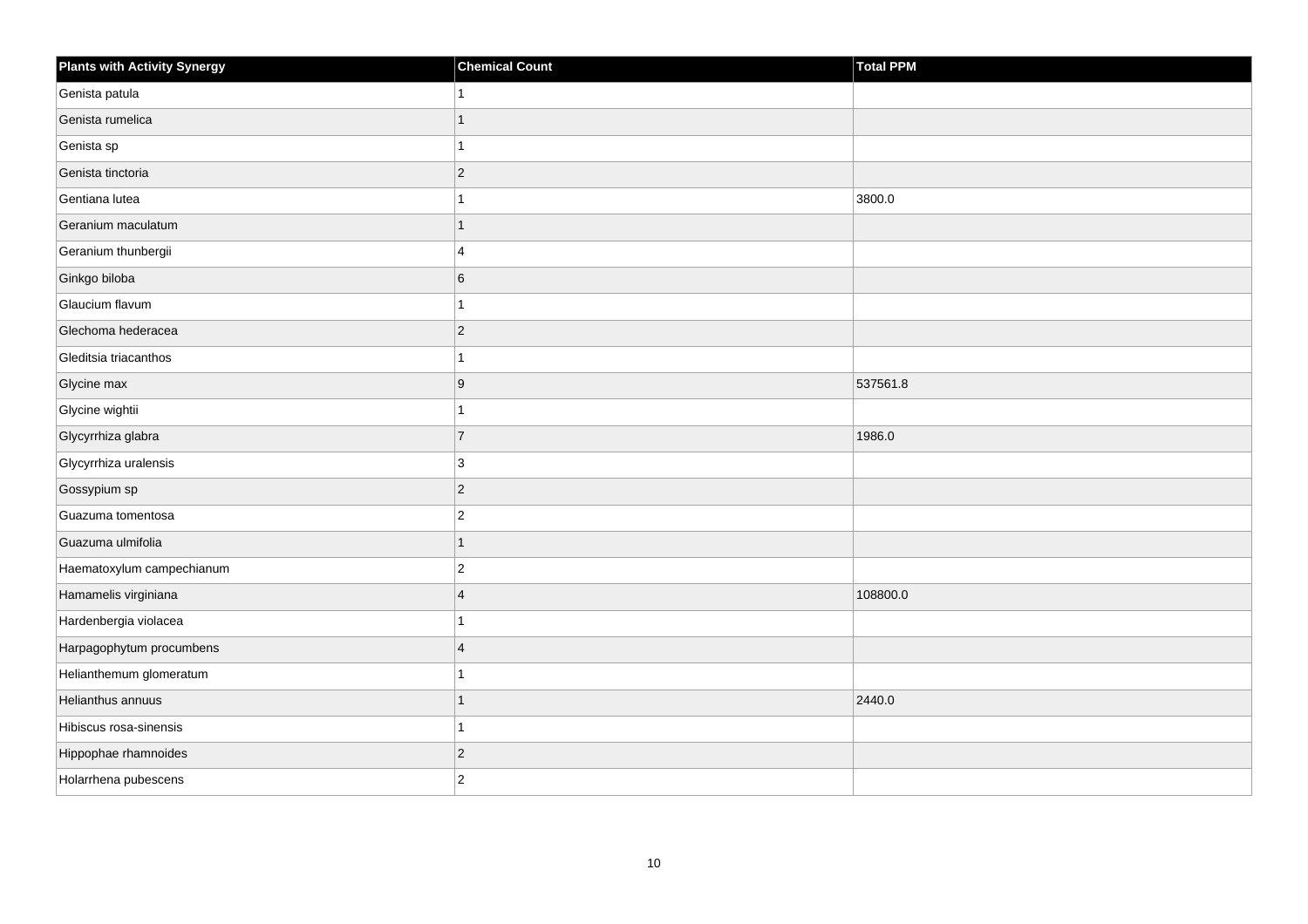| Plants with Activity Synergy | Chemical Count | Total PPM |
| --- | --- | --- |
| Genista patula | 1 | |
| Genista rumelica | 1 | |
| Genista sp | 1 | |
| Genista tinctoria | 2 | |
| Gentiana lutea | 1 | 3800.0 |
| Geranium maculatum | 1 | |
| Geranium thunbergii | 4 | |
| Ginkgo biloba | 6 | |
| Glaucium flavum | 1 | |
| Glechoma hederacea | 2 | |
| Gleditsia triacanthos | 1 | |
| Glycine max | 9 | 537561.8 |
| Glycine wightii | 1 | |
| Glycyrrhiza glabra | 7 | 1986.0 |
| Glycyrrhiza uralensis | 3 | |
| Gossypium sp | 2 | |
| Guazuma tomentosa | 2 | |
| Guazuma ulmifolia | 1 | |
| Haematoxylum campechianum | 2 | |
| Hamamelis virginiana | 4 | 108800.0 |
| Hardenbergia violacea | 1 | |
| Harpagophytum procumbens | 4 | |
| Helianthemum glomeratum | 1 | |
| Helianthus annuus | 1 | 2440.0 |
| Hibiscus rosa-sinensis | 1 | |
| Hippophae rhamnoides | 2 | |
| Holarrhena pubescens | 2 | |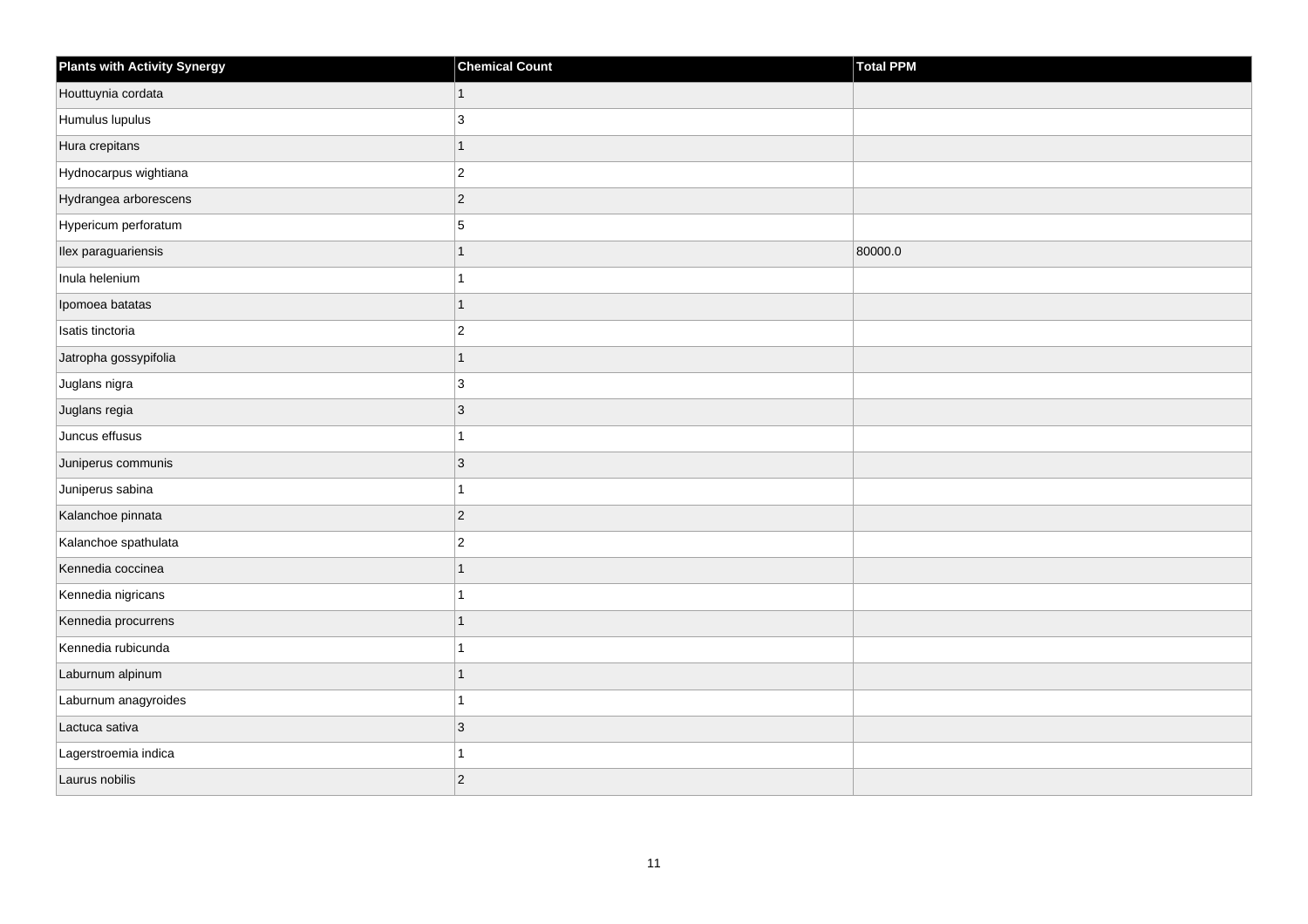| Plants with Activity Synergy | Chemical Count | Total PPM |
|---|---|---|
| Houttuynia cordata | 1 | |
| Humulus lupulus | 3 | |
| Hura crepitans | 1 | |
| Hydnocarpus wightiana | 2 | |
| Hydrangea arborescens | 2 | |
| Hypericum perforatum | 5 | |
| Ilex paraguariensis | 1 | 80000.0 |
| Inula helenium | 1 | |
| Ipomoea batatas | 1 | |
| Isatis tinctoria | 2 | |
| Jatropha gossypifolia | 1 | |
| Juglans nigra | 3 | |
| Juglans regia | 3 | |
| Juncus effusus | 1 | |
| Juniperus communis | 3 | |
| Juniperus sabina | 1 | |
| Kalanchoe pinnata | 2 | |
| Kalanchoe spathulata | 2 | |
| Kennedia coccinea | 1 | |
| Kennedia nigricans | 1 | |
| Kennedia procurrens | 1 | |
| Kennedia rubicunda | 1 | |
| Laburnum alpinum | 1 | |
| Laburnum anagyroides | 1 | |
| Lactuca sativa | 3 | |
| Lagerstroemia indica | 1 | |
| Laurus nobilis | 2 | |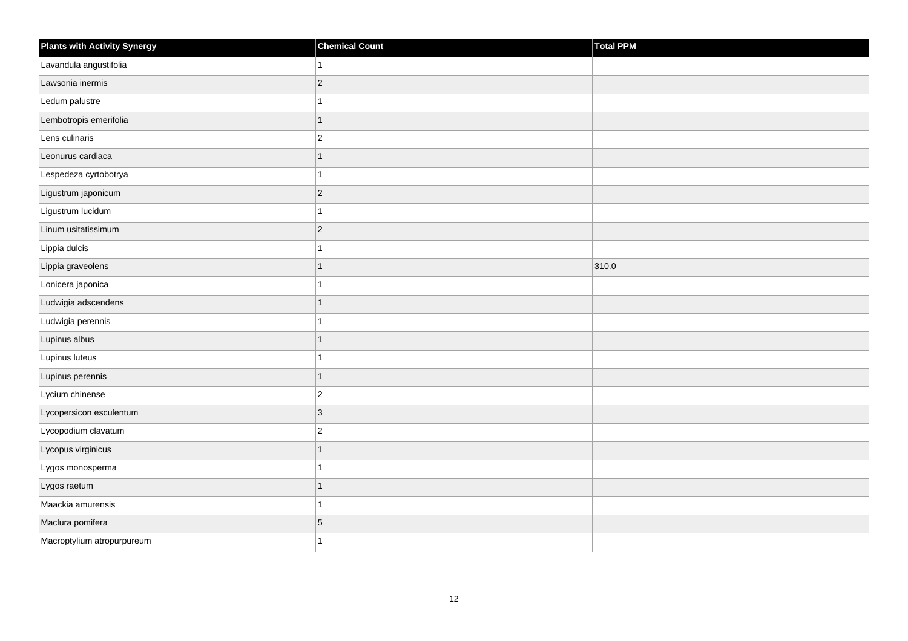| Plants with Activity Synergy | Chemical Count | Total PPM |
| --- | --- | --- |
| Lavandula angustifolia | 1 | |
| Lawsonia inermis | 2 | |
| Ledum palustre | 1 | |
| Lembotropis emerifolia | 1 | |
| Lens culinaris | 2 | |
| Leonurus cardiaca | 1 | |
| Lespedeza cyrtobotrya | 1 | |
| Ligustrum japonicum | 2 | |
| Ligustrum lucidum | 1 | |
| Linum usitatissimum | 2 | |
| Lippia dulcis | 1 | |
| Lippia graveolens | 1 | 310.0 |
| Lonicera japonica | 1 | |
| Ludwigia adscendens | 1 | |
| Ludwigia perennis | 1 | |
| Lupinus albus | 1 | |
| Lupinus luteus | 1 | |
| Lupinus perennis | 1 | |
| Lycium chinense | 2 | |
| Lycopersicon esculentum | 3 | |
| Lycopodium clavatum | 2 | |
| Lycopus virginicus | 1 | |
| Lygos monosperma | 1 | |
| Lygos raetum | 1 | |
| Maackia amurensis | 1 | |
| Maclura pomifera | 5 | |
| Macroptylium atropurpureum | 1 | |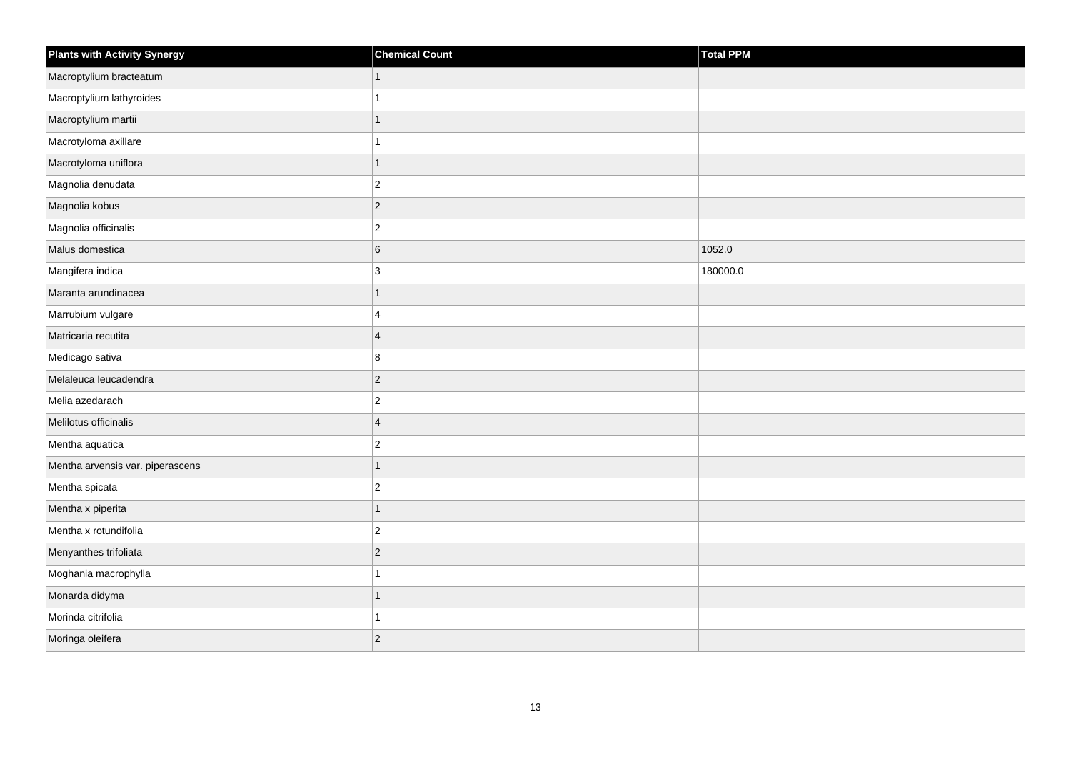| Plants with Activity Synergy | Chemical Count | Total PPM |
| --- | --- | --- |
| Macroptylium bracteatum | 1 | |
| Macroptylium lathyroides | 1 | |
| Macroptylium martii | 1 | |
| Macrotyloma axillare | 1 | |
| Macrotyloma uniflora | 1 | |
| Magnolia denudata | 2 | |
| Magnolia kobus | 2 | |
| Magnolia officinalis | 2 | |
| Malus domestica | 6 | 1052.0 |
| Mangifera indica | 3 | 180000.0 |
| Maranta arundinacea | 1 | |
| Marrubium vulgare | 4 | |
| Matricaria recutita | 4 | |
| Medicago sativa | 8 | |
| Melaleuca leucadendra | 2 | |
| Melia azedarach | 2 | |
| Melilotus officinalis | 4 | |
| Mentha aquatica | 2 | |
| Mentha arvensis var. piperascens | 1 | |
| Mentha spicata | 2 | |
| Mentha x piperita | 1 | |
| Mentha x rotundifolia | 2 | |
| Menyanthes trifoliata | 2 | |
| Moghania macrophylla | 1 | |
| Monarda didyma | 1 | |
| Morinda citrifolia | 1 | |
| Moringa oleifera | 2 | |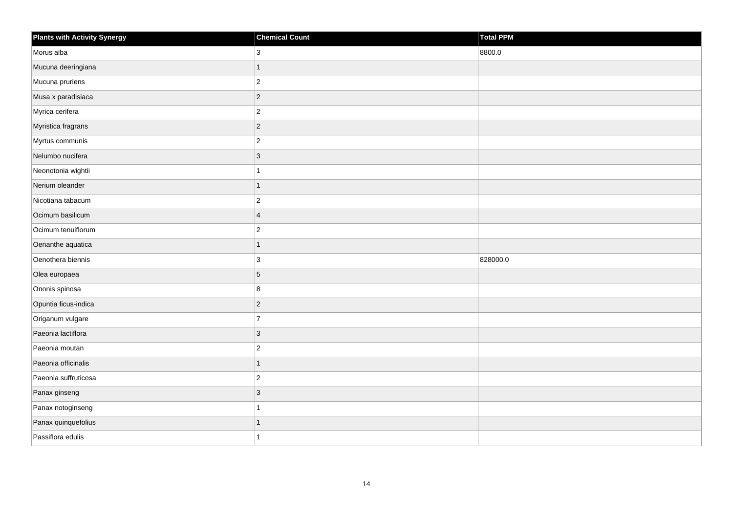| Plants with Activity Synergy | Chemical Count | Total PPM |
|---|---|---|
| Morus alba | 3 | 8800.0 |
| Mucuna deeringiana | 1 | |
| Mucuna pruriens | 2 | |
| Musa x paradisiaca | 2 | |
| Myrica cerifera | 2 | |
| Myristica fragrans | 2 | |
| Myrtus communis | 2 | |
| Nelumbo nucifera | 3 | |
| Neonotonia wightii | 1 | |
| Nerium oleander | 1 | |
| Nicotiana tabacum | 2 | |
| Ocimum basilicum | 4 | |
| Ocimum tenuiflorum | 2 | |
| Oenanthe aquatica | 1 | |
| Oenothera biennis | 3 | 828000.0 |
| Olea europaea | 5 | |
| Ononis spinosa | 8 | |
| Opuntia ficus-indica | 2 | |
| Origanum vulgare | 7 | |
| Paeonia lactiflora | 3 | |
| Paeonia moutan | 2 | |
| Paeonia officinalis | 1 | |
| Paeonia suffruticosa | 2 | |
| Panax ginseng | 3 | |
| Panax notoginseng | 1 | |
| Panax quinquefolius | 1 | |
| Passiflora edulis | 1 | |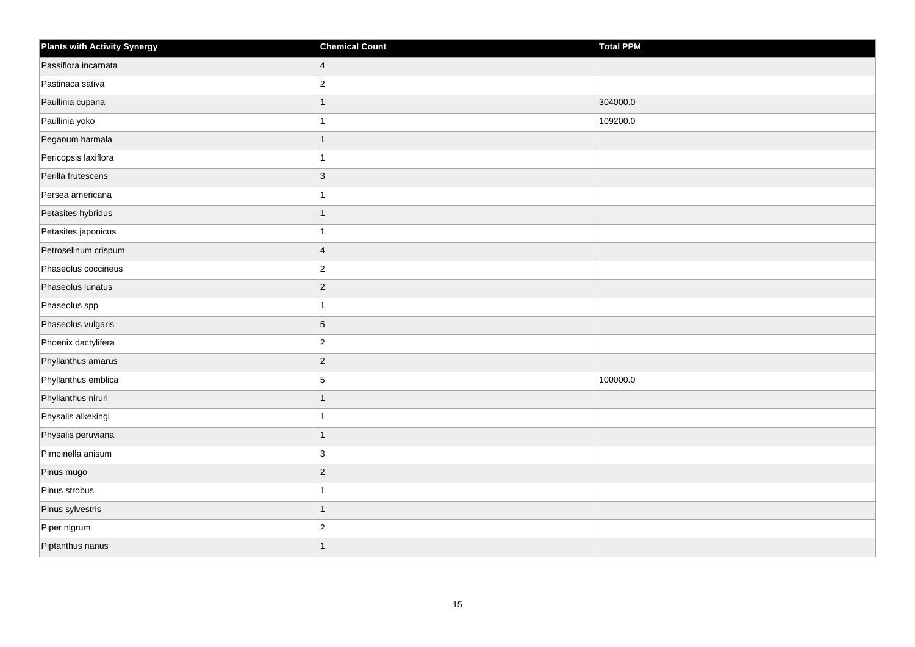| Plants with Activity Synergy | Chemical Count | Total PPM |
| --- | --- | --- |
| Passiflora incarnata | 4 | |
| Pastinaca sativa | 2 | |
| Paullinia cupana | 1 | 304000.0 |
| Paullinia yoko | 1 | 109200.0 |
| Peganum harmala | 1 | |
| Pericopsis laxiflora | 1 | |
| Perilla frutescens | 3 | |
| Persea americana | 1 | |
| Petasites hybridus | 1 | |
| Petasites japonicus | 1 | |
| Petroselinum crispum | 4 | |
| Phaseolus coccineus | 2 | |
| Phaseolus lunatus | 2 | |
| Phaseolus spp | 1 | |
| Phaseolus vulgaris | 5 | |
| Phoenix dactylifera | 2 | |
| Phyllanthus amarus | 2 | |
| Phyllanthus emblica | 5 | 100000.0 |
| Phyllanthus niruri | 1 | |
| Physalis alkekingi | 1 | |
| Physalis peruviana | 1 | |
| Pimpinella anisum | 3 | |
| Pinus mugo | 2 | |
| Pinus strobus | 1 | |
| Pinus sylvestris | 1 | |
| Piper nigrum | 2 | |
| Piptanthus nanus | 1 | |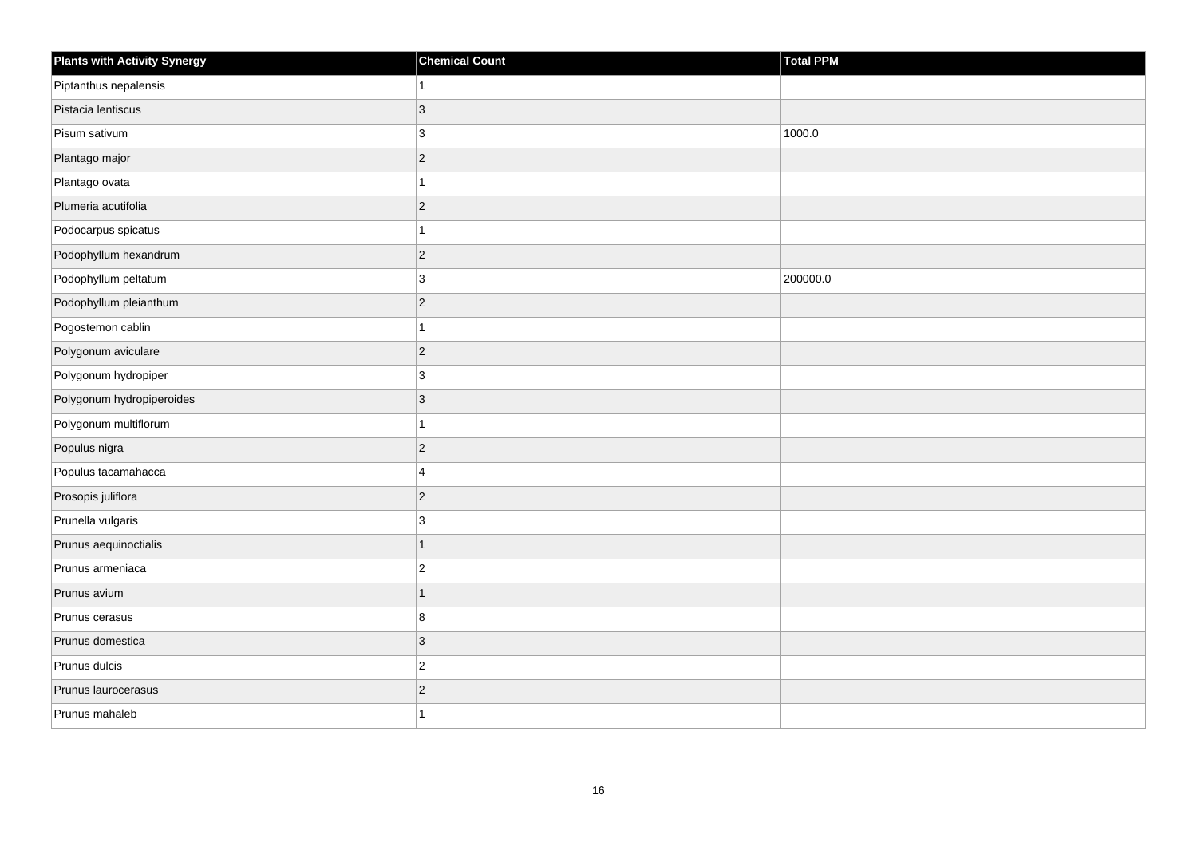| Plants with Activity Synergy | Chemical Count | Total PPM |
| --- | --- | --- |
| Piptanthus nepalensis | 1 | |
| Pistacia lentiscus | 3 | |
| Pisum sativum | 3 | 1000.0 |
| Plantago major | 2 | |
| Plantago ovata | 1 | |
| Plumeria acutifolia | 2 | |
| Podocarpus spicatus | 1 | |
| Podophyllum hexandrum | 2 | |
| Podophyllum peltatum | 3 | 200000.0 |
| Podophyllum pleianthum | 2 | |
| Pogostemon cablin | 1 | |
| Polygonum aviculare | 2 | |
| Polygonum hydropiper | 3 | |
| Polygonum hydropiperoides | 3 | |
| Polygonum multiflorum | 1 | |
| Populus nigra | 2 | |
| Populus tacamahacca | 4 | |
| Prosopis juliflora | 2 | |
| Prunella vulgaris | 3 | |
| Prunus aequinoctialis | 1 | |
| Prunus armeniaca | 2 | |
| Prunus avium | 1 | |
| Prunus cerasus | 8 | |
| Prunus domestica | 3 | |
| Prunus dulcis | 2 | |
| Prunus laurocerasus | 2 | |
| Prunus mahaleb | 1 | |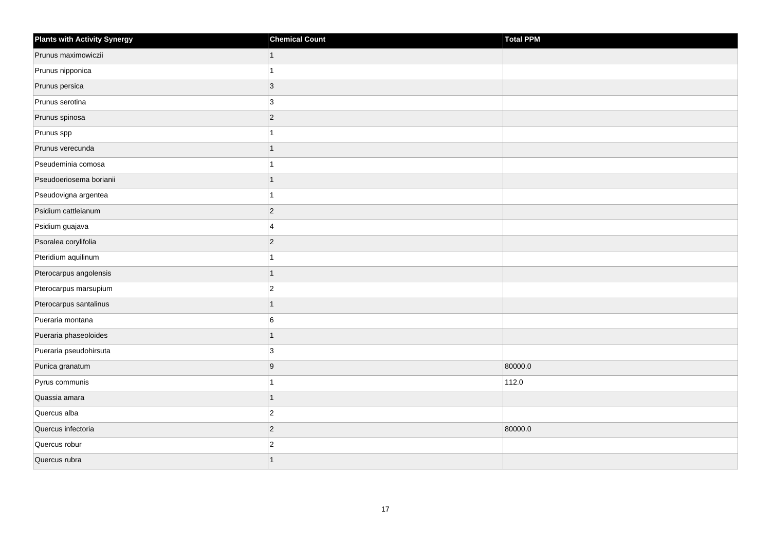| Plants with Activity Synergy | Chemical Count | Total PPM |
| --- | --- | --- |
| Prunus maximowiczii | 1 | |
| Prunus nipponica | 1 | |
| Prunus persica | 3 | |
| Prunus serotina | 3 | |
| Prunus spinosa | 2 | |
| Prunus spp | 1 | |
| Prunus verecunda | 1 | |
| Pseudeminia comosa | 1 | |
| Pseudoeriosema borianii | 1 | |
| Pseudovigna argentea | 1 | |
| Psidium cattleianum | 2 | |
| Psidium guajava | 4 | |
| Psoralea corylifolia | 2 | |
| Pteridium aquilinum | 1 | |
| Pterocarpus angolensis | 1 | |
| Pterocarpus marsupium | 2 | |
| Pterocarpus santalinus | 1 | |
| Pueraria montana | 6 | |
| Pueraria phaseoloides | 1 | |
| Pueraria pseudohirsuta | 3 | |
| Punica granatum | 9 | 80000.0 |
| Pyrus communis | 1 | 112.0 |
| Quassia amara | 1 | |
| Quercus alba | 2 | |
| Quercus infectoria | 2 | 80000.0 |
| Quercus robur | 2 | |
| Quercus rubra | 1 | |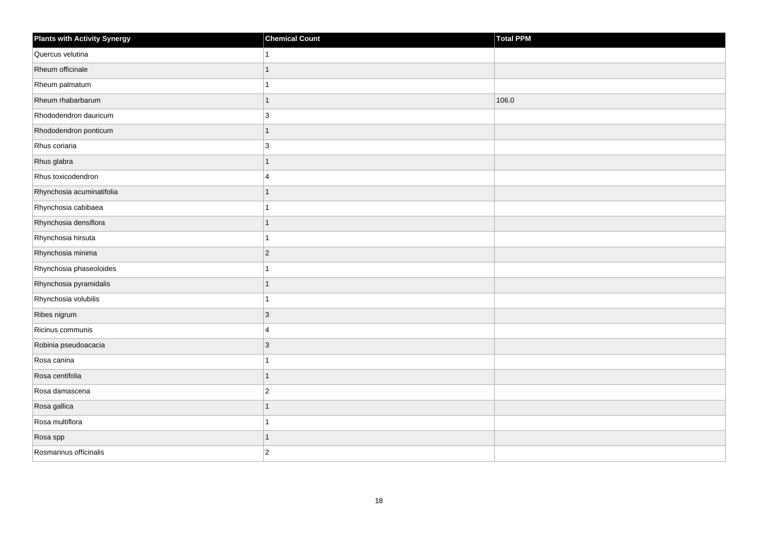| Plants with Activity Synergy | Chemical Count | Total PPM |
| --- | --- | --- |
| Quercus velutina | 1 | |
| Rheum officinale | 1 | |
| Rheum palmatum | 1 | |
| Rheum rhabarbarum | 1 | 106.0 |
| Rhododendron dauricum | 3 | |
| Rhododendron ponticum | 1 | |
| Rhus coriaria | 3 | |
| Rhus glabra | 1 | |
| Rhus toxicodendron | 4 | |
| Rhynchosia acuminatifolia | 1 | |
| Rhynchosia cabibaea | 1 | |
| Rhynchosia densiflora | 1 | |
| Rhynchosia hirsuta | 1 | |
| Rhynchosia minima | 2 | |
| Rhynchosia phaseoloides | 1 | |
| Rhynchosia pyramidalis | 1 | |
| Rhynchosia volubilis | 1 | |
| Ribes nigrum | 3 | |
| Ricinus communis | 4 | |
| Robinia pseudoacacia | 3 | |
| Rosa canina | 1 | |
| Rosa centifolia | 1 | |
| Rosa damascena | 2 | |
| Rosa gallica | 1 | |
| Rosa multiflora | 1 | |
| Rosa spp | 1 | |
| Rosmarinus officinalis | 2 | |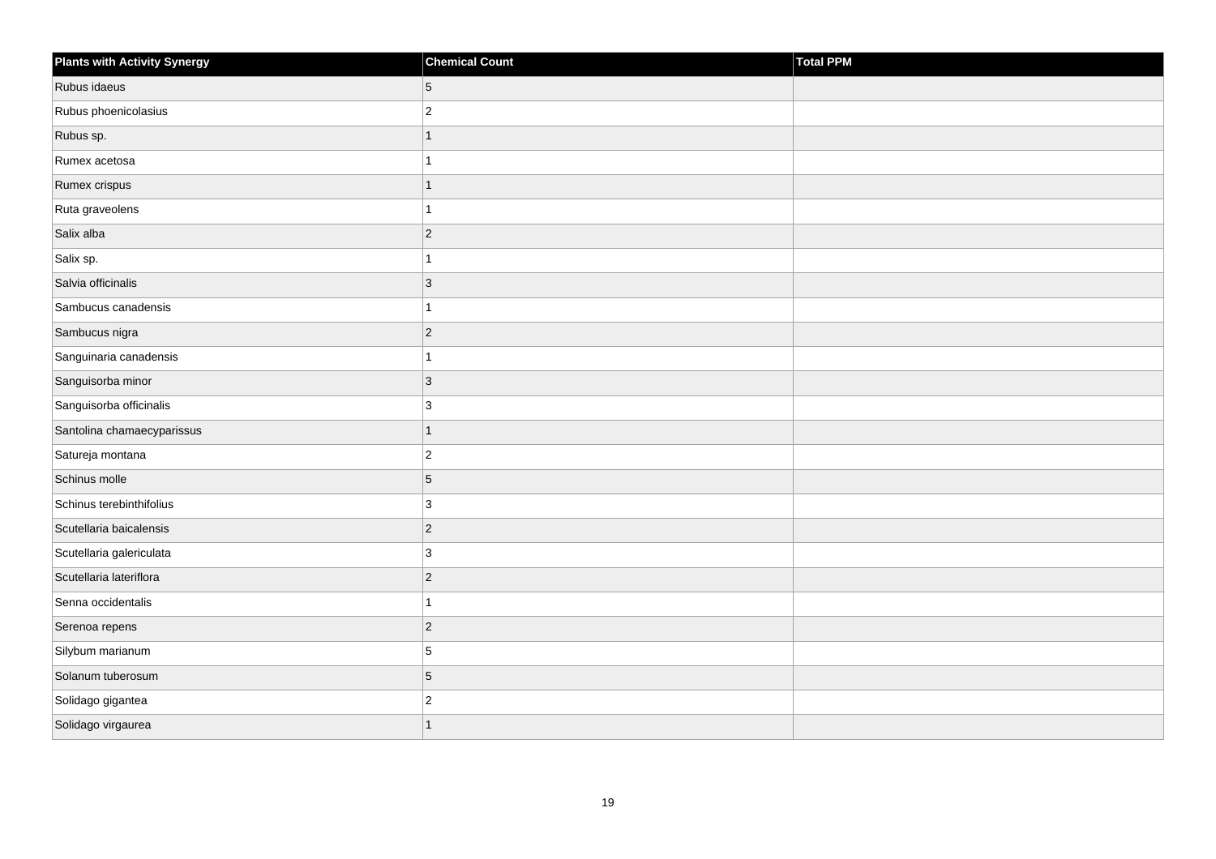| Plants with Activity Synergy | Chemical Count | Total PPM |
|---|---|---|
| Rubus idaeus | 5 | |
| Rubus phoenicolasius | 2 | |
| Rubus sp. | 1 | |
| Rumex acetosa | 1 | |
| Rumex crispus | 1 | |
| Ruta graveolens | 1 | |
| Salix alba | 2 | |
| Salix sp. | 1 | |
| Salvia officinalis | 3 | |
| Sambucus canadensis | 1 | |
| Sambucus nigra | 2 | |
| Sanguinaria canadensis | 1 | |
| Sanguisorba minor | 3 | |
| Sanguisorba officinalis | 3 | |
| Santolina chamaecyparissus | 1 | |
| Satureja montana | 2 | |
| Schinus molle | 5 | |
| Schinus terebinthifolius | 3 | |
| Scutellaria baicalensis | 2 | |
| Scutellaria galericulata | 3 | |
| Scutellaria lateriflora | 2 | |
| Senna occidentalis | 1 | |
| Serenoa repens | 2 | |
| Silybum marianum | 5 | |
| Solanum tuberosum | 5 | |
| Solidago gigantea | 2 | |
| Solidago virgaurea | 1 | |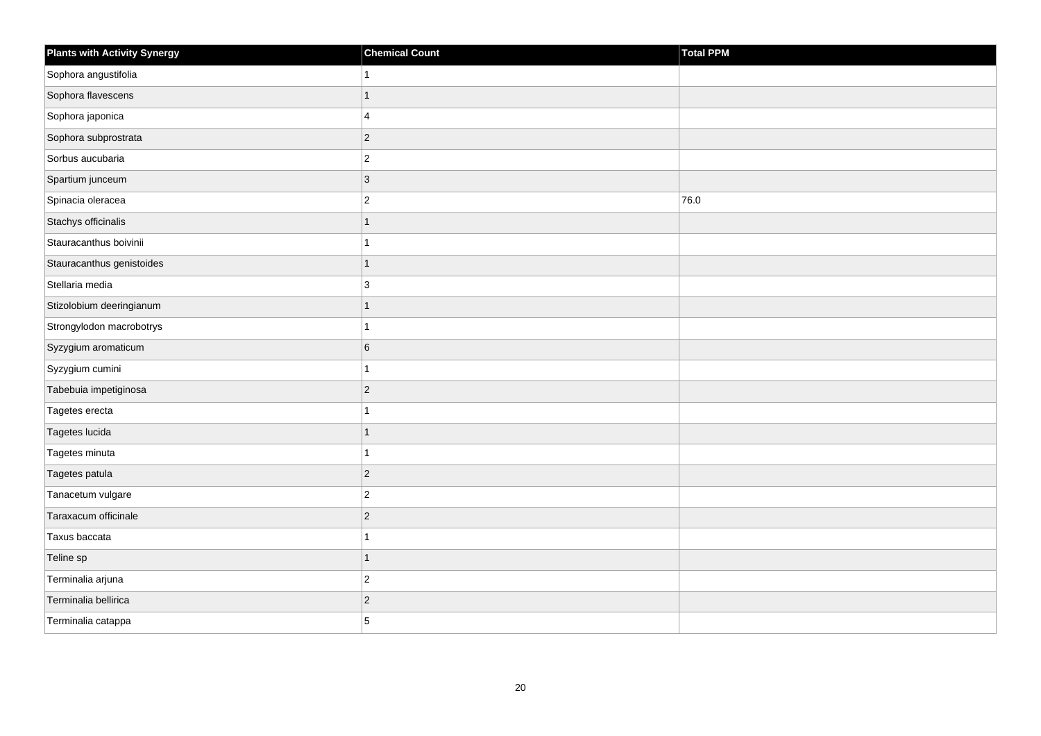| Plants with Activity Synergy | Chemical Count | Total PPM |
| --- | --- | --- |
| Sophora angustifolia | 1 | |
| Sophora flavescens | 1 | |
| Sophora japonica | 4 | |
| Sophora subprostrata | 2 | |
| Sorbus aucubaria | 2 | |
| Spartium junceum | 3 | |
| Spinacia oleracea | 2 | 76.0 |
| Stachys officinalis | 1 | |
| Stauracanthus boivinii | 1 | |
| Stauracanthus genistoides | 1 | |
| Stellaria media | 3 | |
| Stizolobium deeringianum | 1 | |
| Strongylodon macrobotrys | 1 | |
| Syzygium aromaticum | 6 | |
| Syzygium cumini | 1 | |
| Tabebuia impetiginosa | 2 | |
| Tagetes erecta | 1 | |
| Tagetes lucida | 1 | |
| Tagetes minuta | 1 | |
| Tagetes patula | 2 | |
| Tanacetum vulgare | 2 | |
| Taraxacum officinale | 2 | |
| Taxus baccata | 1 | |
| Teline sp | 1 | |
| Terminalia arjuna | 2 | |
| Terminalia bellirica | 2 | |
| Terminalia catappa | 5 | |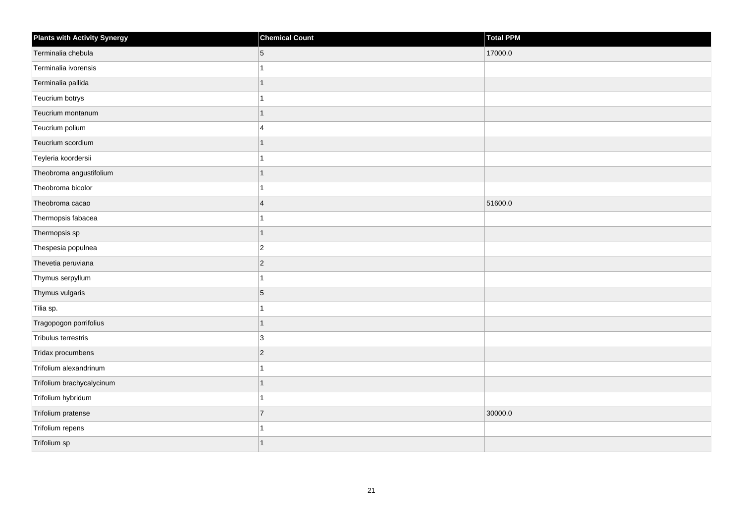| Plants with Activity Synergy | Chemical Count | Total PPM |
| --- | --- | --- |
| Terminalia chebula | 5 | 17000.0 |
| Terminalia ivorensis | 1 | |
| Terminalia pallida | 1 | |
| Teucrium botrys | 1 | |
| Teucrium montanum | 1 | |
| Teucrium polium | 4 | |
| Teucrium scordium | 1 | |
| Teyleria koordersii | 1 | |
| Theobroma angustifolium | 1 | |
| Theobroma bicolor | 1 | |
| Theobroma cacao | 4 | 51600.0 |
| Thermopsis fabacea | 1 | |
| Thermopsis sp | 1 | |
| Thespesia populnea | 2 | |
| Thevetia peruviana | 2 | |
| Thymus serpyllum | 1 | |
| Thymus vulgaris | 5 | |
| Tilia sp. | 1 | |
| Tragopogon porrifolius | 1 | |
| Tribulus terrestris | 3 | |
| Tridax procumbens | 2 | |
| Trifolium alexandrinum | 1 | |
| Trifolium brachycalycinum | 1 | |
| Trifolium hybridum | 1 | |
| Trifolium pratense | 7 | 30000.0 |
| Trifolium repens | 1 | |
| Trifolium sp | 1 | |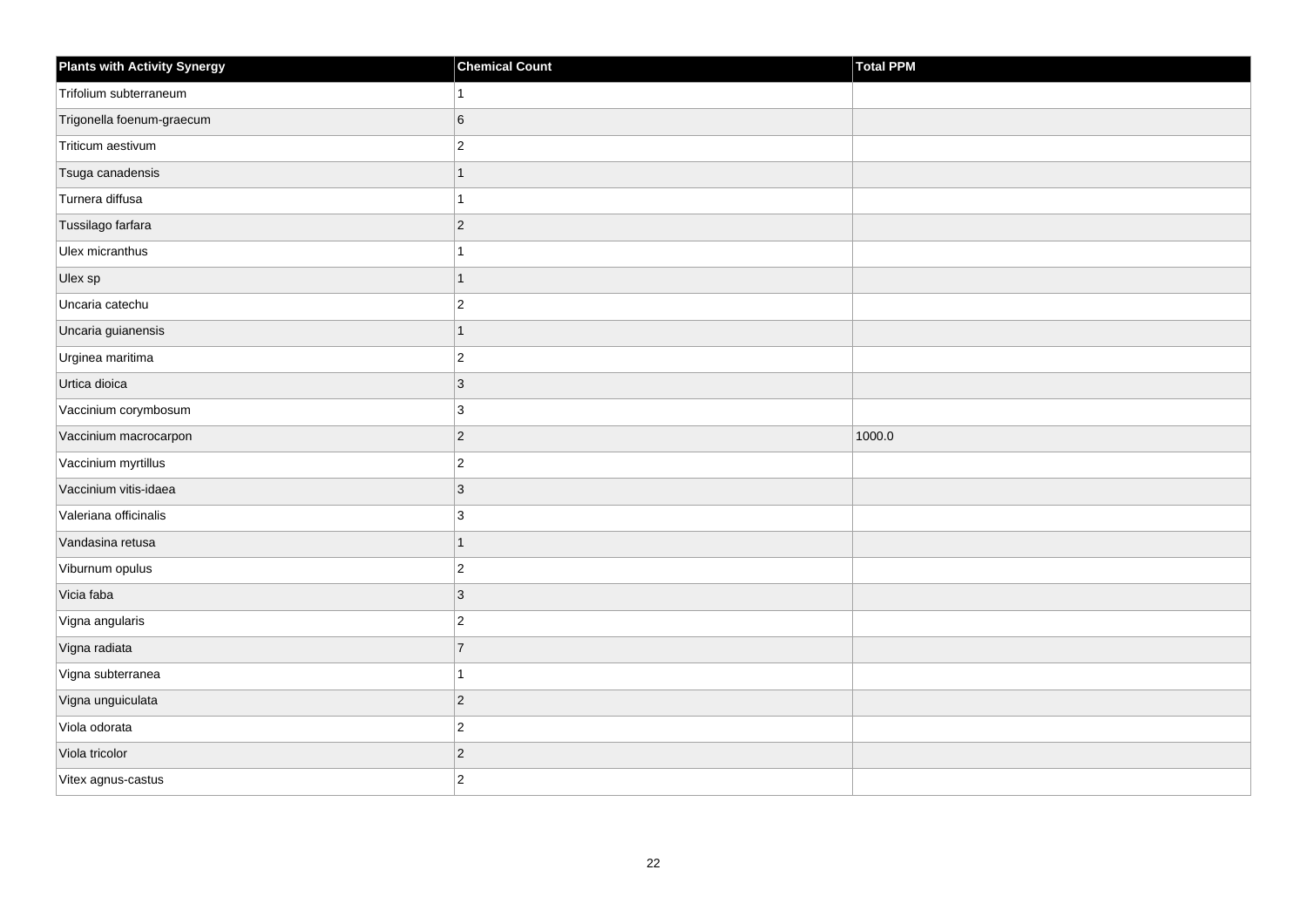| Plants with Activity Synergy | Chemical Count | Total PPM |
| --- | --- | --- |
| Trifolium subterraneum | 1 | |
| Trigonella foenum-graecum | 6 | |
| Triticum aestivum | 2 | |
| Tsuga canadensis | 1 | |
| Turnera diffusa | 1 | |
| Tussilago farfara | 2 | |
| Ulex micranthus | 1 | |
| Ulex sp | 1 | |
| Uncaria catechu | 2 | |
| Uncaria guianensis | 1 | |
| Urginea maritima | 2 | |
| Urtica dioica | 3 | |
| Vaccinium corymbosum | 3 | |
| Vaccinium macrocarpon | 2 | 1000.0 |
| Vaccinium myrtillus | 2 | |
| Vaccinium vitis-idaea | 3 | |
| Valeriana officinalis | 3 | |
| Vandasina retusa | 1 | |
| Viburnum opulus | 2 | |
| Vicia faba | 3 | |
| Vigna angularis | 2 | |
| Vigna radiata | 7 | |
| Vigna subterranea | 1 | |
| Vigna unguiculata | 2 | |
| Viola odorata | 2 | |
| Viola tricolor | 2 | |
| Vitex agnus-castus | 2 | |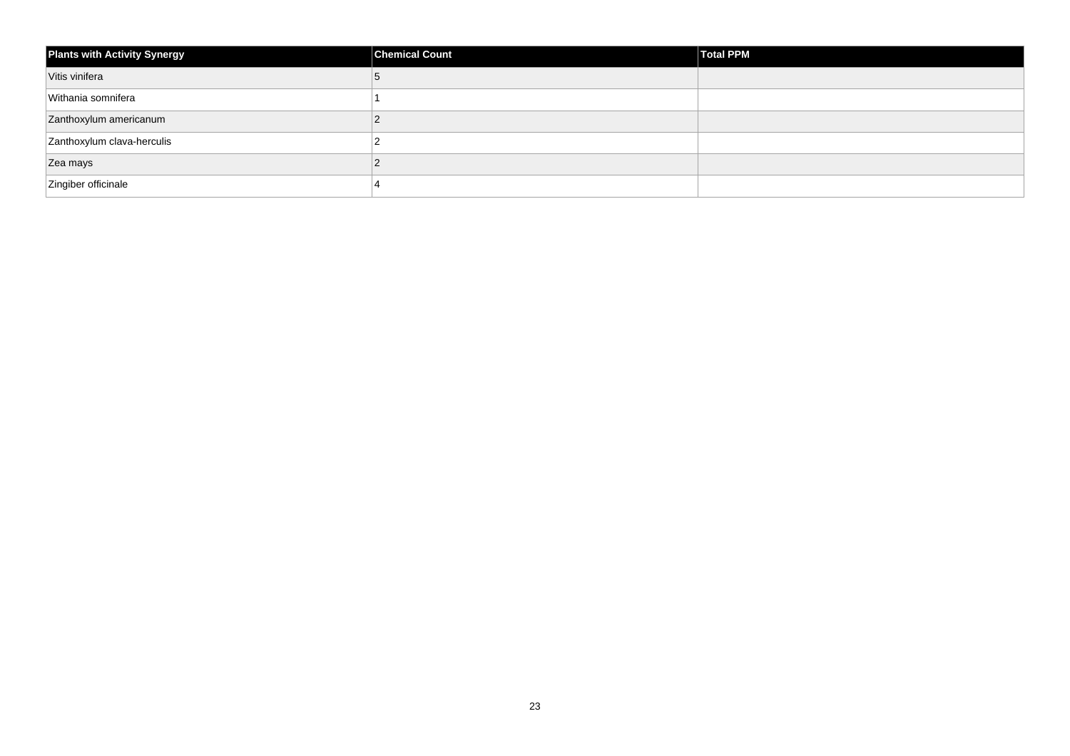| Plants with Activity Synergy | Chemical Count | Total PPM |
| --- | --- | --- |
| Vitis vinifera | 5 | |
| Withania somnifera | 1 | |
| Zanthoxylum americanum | 2 | |
| Zanthoxylum clava-herculis | 2 | |
| Zea mays | 2 | |
| Zingiber officinale | 4 | |